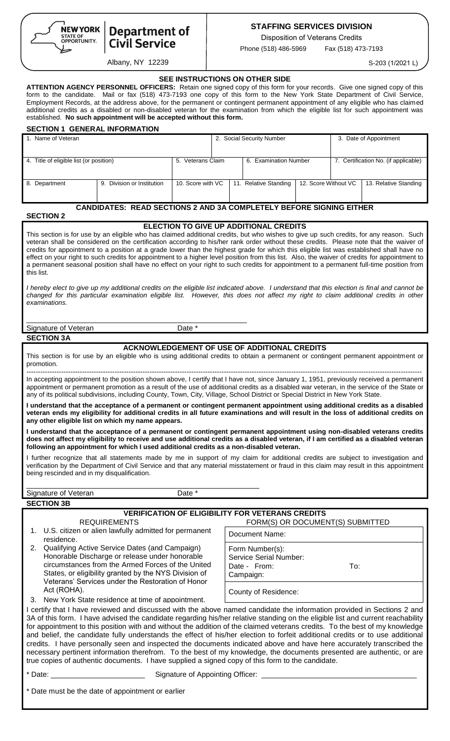NEW YORK STATE OF OPPORTUNITY. | Department of Civil Service

Albany, NY 12239

## STAFFING SERVICES DIVISION

Disposition of Veterans Credits

Phone (518) 486-5969 Fax (518) 473-7193

S-203 (1/2021 L)

**SEE INSTRUCTIONS ON OTHER SIDE**

**ATTENTION AGENCY PERSONNEL OFFICERS:** Retain one signed copy of this form for your records. Give one signed copy of this form to the candidate. Mail or fax (518) 473-7193 one copy of this form to the New York State Department of Civil Service, Employment Records, at the address above, for the permanent or contingent permanent appointment of any eligible who has claimed additional credits as a disabled or non-disabled veteran for the examination from which the eligible list for such appointment was established. **No such appointment will be accepted without this form.**

### SECTION 1 GENERAL INFORMATION

| 1. Name of Veteran | | 2. Social Security Number | | 3. Date of Appointment | |
|---|---|---|---|---|---|
| 4. Title of eligible list (or position) | | 5. Veterans Claim | 6. Examination Number | 7. Certification No. (if applicable) | |
| 8. Department | 9. Division or Institution | 10. Score with VC | 11. Relative Standing | 12. Score Without VC | 13. Relative Standing |

**CANDIDATES: READ SECTIONS 2 AND 3A COMPLETELY BEFORE SIGNING EITHER**

### SECTION 2

**ELECTION TO GIVE UP ADDITIONAL CREDITS**

This section is for use by an eligible who has claimed additional credits, but who wishes to give up such credits, for any reason. Such veteran shall be considered on the certification according to his/her rank order without these credits. Please note that the waiver of credits for appointment to a position at a grade lower than the highest grade for which this eligible list was established shall have no effect on your right to such credits for appointment to a higher level position from this list. Also, the waiver of credits for appointment to a permanent seasonal position shall have no effect on your right to such credits for appointment to a permanent full-time position from this list.

*I hereby elect to give up my additional credits on the eligible list indicated above. I understand that this election is final and cannot be changed for this particular examination eligible list. However, this does not affect my right to claim additional credits in other examinations.*

Signature of Veteran Date *

### SECTION 3A

**ACKNOWLEDGEMENT OF USE OF ADDITIONAL CREDITS**

This section is for use by an eligible who is using additional credits to obtain a permanent or contingent permanent appointment or promotion.

In accepting appointment to the position shown above, I certify that I have not, since January 1, 1951, previously received a permanent appointment or permanent promotion as a result of the use of additional credits as a disabled war veteran, in the service of the State or any of its political subdivisions, including County, Town, City, Village, School District or Special District in New York State.

**I understand that the acceptance of a permanent or contingent permanent appointment using additional credits as a disabled veteran ends my eligibility for additional credits in all future examinations and will result in the loss of additional credits on any other eligible list on which my name appears.**

**I understand that the acceptance of a permanent or contingent permanent appointment using non-disabled veterans credits does not affect my eligibility to receive and use additional credits as a disabled veteran, if I am certified as a disabled veteran following an appointment for which I used additional credits as a non-disabled veteran.**

I further recognize that all statements made by me in support of my claim for additional credits are subject to investigation and verification by the Department of Civil Service and that any material misstatement or fraud in this claim may result in this appointment being rescinded and in my disqualification.

Signature of Veteran Date *

### SECTION 3B

**VERIFICATION OF ELIGIBILITY FOR VETERANS CREDITS**

| REQUIREMENTS | FORM(S) OR DOCUMENT(S) SUBMITTED |
|---|---|
| 1. U.S. citizen or alien lawfully admitted for permanent residence. | Document Name: |
| 2. Qualifying Active Service Dates (and Campaign) Honorable Discharge or release under honorable circumstances from the Armed Forces of the United States, or eligibility granted by the NYS Division of Veterans' Services under the Restoration of Honor Act (ROHA). | Form Number(s):<br>Service Serial Number:<br>Date - From: To:<br>Campaign: |
| 3. New York State residence at time of appointment. | County of Residence: |

I certify that I have reviewed and discussed with the above named candidate the information provided in Sections 2 and 3A of this form. I have advised the candidate regarding his/her relative standing on the eligible list and current reachability for appointment to this position with and without the addition of the claimed veterans credits. To the best of my knowledge and belief, the candidate fully understands the effect of his/her election to forfeit additional credits or to use additional credits. I have personally seen and inspected the documents indicated above and have here accurately transcribed the necessary pertinent information therefrom. To the best of my knowledge, the documents presented are authentic, or are true copies of authentic documents. I have supplied a signed copy of this form to the candidate.

* Date: ______________________ Signature of Appointing Officer: ____________________________________

* Date must be the date of appointment or earlier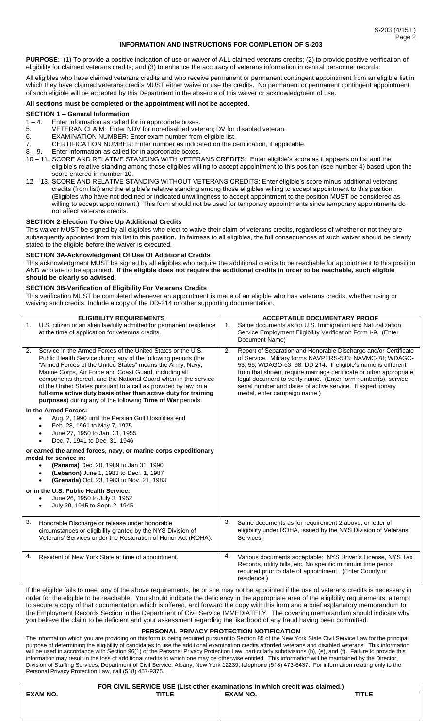## INFORMATION AND INSTRUCTIONS FOR COMPLETION OF S-203

**PURPOSE:** (1) To provide a positive indication of use or waiver of ALL claimed veterans credits; (2) to provide positive verification of eligibility for claimed veterans credits; and (3) to enhance the accuracy of veterans information in central personnel records.

All eligibles who have claimed veterans credits and who receive permanent or permanent contingent appointment from an eligible list in which they have claimed veterans credits MUST either waive or use the credits. No permanent or permanent contingent appointment of such eligible will be accepted by this Department in the absence of this waiver or acknowledgment of use.

**All sections must be completed or the appointment will not be accepted.**

### SECTION 1 – General Information

1 – 4. Enter information as called for in appropriate boxes.
5. VETERAN CLAIM: Enter NDV for non-disabled veteran; DV for disabled veteran.
6. EXAMINATION NUMBER: Enter exam number from eligible list.
7. CERTIFICATION NUMBER: Enter number as indicated on the certification, if applicable.
8 – 9. Enter information as called for in appropriate boxes.
10 – 11. SCORE AND RELATIVE STANDING WITH VETERANS CREDITS: Enter eligible's score as it appears on list and the eligible's relative standing among those eligibles willing to accept appointment to this position (see number 4) based upon the score entered in number 10.
12 – 13. SCORE AND RELATIVE STANDING WITHOUT VETERANS CREDITS: Enter eligible's score minus additional veterans credits (from list) and the eligible's relative standing among those eligibles willing to accept appointment to this position. (Eligibles who have not declined or indicated unwillingness to accept appointment to the position MUST be considered as willing to accept appointment.) This form should not be used for temporary appointments since temporary appointments do not affect veterans credits.

### SECTION 2-Election To Give Up Additional Credits

This waiver MUST be signed by all eligibles who elect to waive their claim of veterans credits, regardless of whether or not they are subsequently appointed from this list to this position. In fairness to all eligibles, the full consequences of such waiver should be clearly stated to the eligible before the waiver is executed.

### SECTION 3A-Acknowledgment Of Use Of Additional Credits

This acknowledgment MUST be signed by all eligibles who require the additional credits to be reachable for appointment to this position AND who are to be appointed. **If the eligible does not require the additional credits in order to be reachable, such eligible should be clearly so advised.**

### SECTION 3B-Verification of Eligibility For Veterans Credits

This verification MUST be completed whenever an appointment is made of an eligible who has veterans credits, whether using or waiving such credits. Include a copy of the DD-214 or other supporting documentation.

| ELIGIBILITY REQUIREMENTS | ACCEPTABLE DOCUMENTARY PROOF |
|---|---|
| 1. U.S. citizen or an alien lawfully admitted for permanent residence at the time of application for veterans credits. | 1. Same documents as for U.S. Immigration and Naturalization Service Employment Eligibility Verification Form I-9. (Enter Document Name) |
| 2. Service in the Armed Forces of the United States or the U.S. Public Health Service during any of the following periods (the "Armed Forces of the United States" means the Army, Navy, Marine Corps, Air Force and Coast Guard, including all components thereof, and the National Guard when in the service of the United States pursuant to a call as provided by law on a **full-time active duty basis other than active duty for training purposes**) during any of the following **Time of War** periods.<br><br>**In the Armed Forces:**<br>• Aug. 2, 1990 until the Persian Gulf Hostilities end<br>• Feb. 28, 1961 to May 7, 1975<br>• June 27, 1950 to Jan. 31, 1955<br>• Dec. 7, 1941 to Dec. 31, 1946<br><br>**or earned the armed forces, navy, or marine corps expeditionary medal for service in:**<br>• **(Panama)** Dec. 20, 1989 to Jan 31, 1990<br>• **(Lebanon)** June 1, 1983 to Dec., 1, 1987<br>• **(Grenada)** Oct. 23, 1983 to Nov. 21, 1983<br><br>**or in the U.S. Public Health Service:**<br>• June 26, 1950 to July 3, 1952<br>• July 29, 1945 to Sept. 2, 1945 | 2. Report of Separation and Honorable Discharge and/or Certificate of Service. Military forms NAVPERS-533; NAVMC-78; WDAGO-53; 55; WDAGO-53, 98; DD 214. If eligible's name is different from that shown, require marriage certificate or other appropriate legal document to verify name. (Enter form number(s), service serial number and dates of active service. If expeditionary medal, enter campaign name.) |
| 3. Honorable Discharge or release under honorable circumstances or eligibility granted by the NYS Division of Veterans' Services under the Restoration of Honor Act (ROHA). | 3. Same documents as for requirement 2 above, or letter of eligibility under ROHA, issued by the NYS Division of Veterans' Services. |
| 4. Resident of New York State at time of appointment. | 4. Various documents acceptable: NYS Driver's License, NYS Tax Records, utility bills, etc. No specific minimum time period required prior to date of appointment. (Enter County of residence.) |

If the eligible fails to meet any of the above requirements, he or she may not be appointed if the use of veterans credits is necessary in order for the eligible to be reachable. You should indicate the deficiency in the appropriate area of the eligibility requirements, attempt to secure a copy of that documentation which is offered, and forward the copy with this form and a brief explanatory memorandum to the Employment Records Section in the Department of Civil Service IMMEDIATELY. The covering memorandum should indicate why you believe the claim to be deficient and your assessment regarding the likelihood of any fraud having been committed.

### PERSONAL PRIVACY PROTECTION NOTIFICATION

The information which you are providing on this form is being required pursuant to Section 85 of the New York State Civil Service Law for the principal purpose of determining the eligibility of candidates to use the additional examination credits afforded veterans and disabled veterans. This information will be used in accordance with Section 96(1) of the Personal Privacy Protection Law, particularly subdivisions (b), (e), and (f). Failure to provide this information may result in the loss of additional credits to which one may be otherwise entitled. This information will be maintained by the Director, Division of Staffing Services, Department of Civil Service, Albany, New York 12239; telephone (518) 473-6437. For information relating only to the Personal Privacy Protection Law, call (518) 457-9375.

| FOR CIVIL SERVICE USE (List other examinations in which credit was claimed.) | | | |
|---|---|---|---|
| **EXAM NO.** | **TITLE** | **EXAM NO.** | **TITLE** |
| | | | |